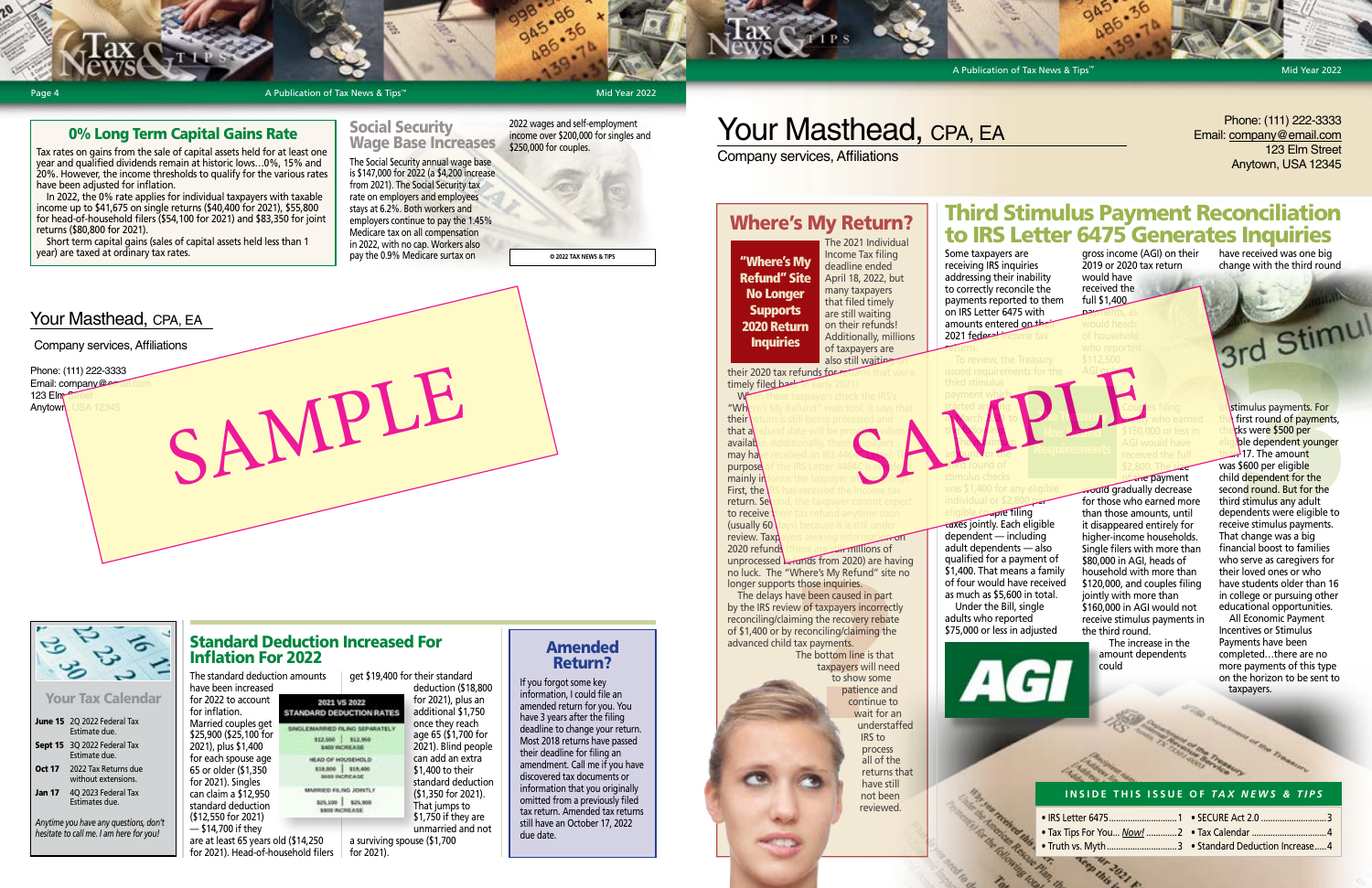## 0% Long Term Capital Gains Rate

Tax rates on gains from the sale of capital assets held for at least one year and qualified dividends remain at historic lows...0%, 15% and 20%. However, the income thresholds to qualify for the various rates have been adjusted for inflation.

In 2022, the 0% rate applies for individual taxpayers with taxable income up to $41,675 on single returns ($40,400 for 2021), $55,800 for head-of-household filers ($54,100 for 2021) and $83,350 for joint returns ($80,800 for 2021).

Short term capital gains (sales of capital assets held less than 1 year) are taxed at ordinary tax rates.

## Social Security Wage Base Increases

The Social Security annual wage base is $147,000 for 2022 (a $4,200 increase from 2021). The Social Security tax rate on employers and employees stays at 6.2%. Both workers and employers continue to pay the 1.45% Medicare tax on all compensation in 2022, with no cap. Workers also pay the 0.9% Medicare surtax on 2022 wages and self-employment income over $200,000 for singles and $250,000 for couples.

© 2022 TAX NEWS & TIPS

Your Masthead, CPA, EA

Company services, Affiliations

Phone: (111) 222-3333
Email: company@email.com
123 Elm Street
Anytown, USA 12345

SAMPLE

## Your Tax Calendar

**June 15** 2Q 2022 Federal Tax Estimate due.

**Sept 15** 3Q 2022 Federal Tax Estimate due.

**Oct 17** 2022 Tax Returns due without extensions.

**Jan 17** 4Q 2023 Federal Tax Estimates due.

*Anytime you have any questions, don't hesitate to call me. I am here for you!*

## Standard Deduction Increased For Inflation For 2022

The standard deduction amounts have been increased for 2022 to account for inflation. Married couples get $25,900 ($25,100 for 2021), plus $1,400 for each spouse age 65 or older ($1,350 for 2021). Singles can claim a $12,950 standard deduction ($12,550 for 2021) — $14,700 if they are at least 65 years old ($14,250 for 2021). Head-of-household filers get $19,400 for their standard deduction ($18,800 for 2021), plus an additional $1,750 once they reach age 65 ($1,700 for 2021). Blind people can add an extra $1,400 to their standard deduction ($1,350 for 2021). That jumps to $1,750 if they are unmarried and not a surviving spouse ($1,700 for 2021).

**2021 VS 2022 STANDARD DEDUCTION RATES**

| Filing Status | 2021 | 2022 | Increase |
|---|---|---|---|
| Single/Married Filing Separately | $12,550 | $12,950 | $400 increase |
| Head of Household | $18,800 | $19,400 | $600 increase |
| Married Filing Jointly | $25,100 | $25,900 | $800 increase |

## Amended Return?

If you forgot some key information, I could file an amended return for you. You have 3 years after the filing deadline to change your return. Most 2018 returns have passed their deadline for filing an amendment. Call me if you have discovered tax documents or information that you originally omitted from a previously filed tax return. Amended tax returns still have an October 17, 2022 due date.

---

# Your Masthead, CPA, EA

Company services, Affiliations

Phone: (111) 222-3333
Email: company@email.com
123 Elm Street
Anytown, USA 12345

## Where's My Return?

**"Where's My Refund" Site No Longer Supports 2020 Return Inquiries**

The 2021 Individual Income Tax filing deadline ended April 18, 2022, but many taxpayers that filed timely are still waiting on their refunds! Additionally, millions of taxpayers are also still waiting on their 2020 tax refunds for returns that were timely filed back in early 2021.

When these taxpayers check the IRS's "Where's My Refund" web tool, it says that their return is still being processed and that a refund date will be provided when available. Additionally, these taxpayers may have received an IRS 4464C letter. The purpose of the IRS Letter 4464C letter is mainly informs the taxpayer of two things. First, the IRS has received the income tax return. Second, the taxpayer cannot expect to receive their tax refund anytime soon (usually 60 days) because it is still under review. Taxpayers seeking information on 2020 refunds (there are still millions of unprocessed refunds from 2020) are having no luck. The "Where's My Refund" site no longer supports those inquiries.

The delays have been caused in part by the IRS review of taxpayers incorrectly reconciling/claiming the recovery rebate of $1,400 or by reconciling/claiming the advanced child tax payments.

The bottom line is that taxpayers will need to show some patience and continue to wait for an understaffed IRS to process all of the returns that have still not been reviewed.

## Third Stimulus Payment Reconciliation to IRS Letter 6475 Generates Inquiries

Some taxpayers are receiving IRS inquiries addressing their inability to correctly reconcile the payments reported to them on IRS Letter 6475 with amounts entered on their 2021 federal income tax returns.

To review, the Treasury issued requirements for the third stimulus payment which started around March 2021. Up to $1,400 per ... The amount of stimulus checks was $1,400 for any eligible individual or $2,800 per eligible couple filing taxes jointly. Each eligible dependent — including adult dependents — also qualified for a payment of $1,400. That means a family of four would have received as much as $5,600 in total.

Under the Bill, single adults who reported $75,000 or less in adjusted gross income (AGI) on their 2019 or 2020 tax return would have received the full $1,400 payments, as would heads of household who reported $112,500 AGI or less ... couples filing ... who earned $150,000 or less in AGI would have received the full $2,800. The ... payment would gradually decrease for those who earned more than those amounts, until it disappeared entirely for higher-income households. Single filers with more than $80,000 in AGI, heads of household with more than $120,000, and couples filing jointly with more than $160,000 in AGI would not receive stimulus payments in the third round.

The increase in the amount dependents could have received was one big change with the third round ... stimulus payments. For the first round of payments, checks were $500 per eligible dependent younger than 17. The amount was $600 per eligible child dependent for the second round. But for the third stimulus any adult dependents were eligible to receive stimulus payments. That change was a big financial boost to families who serve as caregivers for their loved ones or who have students older than 16 in college or pursuing other educational opportunities.

All Economic Payment Incentives or Stimulus Payments have been completed...there are no more payments of this type on the horizon to be sent to taxpayers.

SAMPLE

### INSIDE THIS ISSUE OF TAX NEWS & TIPS

- IRS Letter 6475 .......... 1
- Tax Tips For You... *Now!* .......... 2
- Truth vs. Myth .......... 3
- SECURE Act 2.0 .......... 3
- Tax Calendar .......... 4
- Standard Deduction Increase .......... 4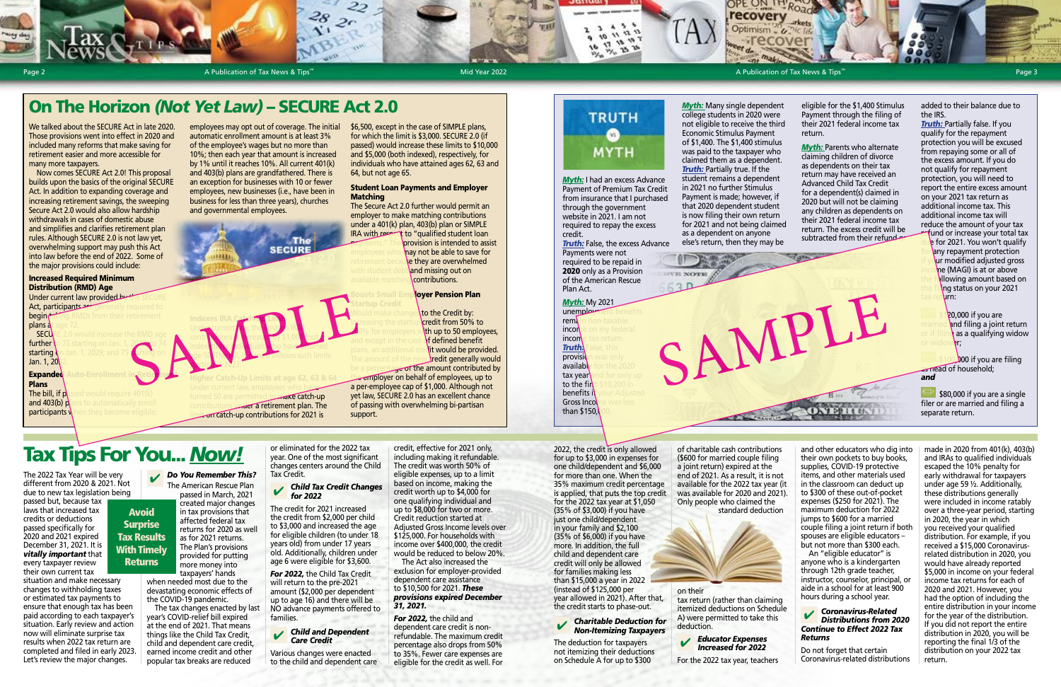## On The Horizon *(Not Yet Law)* – SECURE Act 2.0

We talked about the SECURE Act in late 2020. Those provisions went into effect in 2020 and included many reforms that make saving for retirement easier and more accessible for many more taxpayers.

Now comes SECURE Act 2.0! This proposal builds upon the basics of the original SECURE Act. In addition to expanding coverage and increasing retirement savings, the sweeping Secure Act 2.0 would also allow hardship withdrawals in cases of domestic abuse and simplifies and clarifies retirement plan rules. Although SECURE 2.0 is not law yet, overwhelming support may push this Act into law before the end of 2022. Some of the major provisions could include:

**Increased Required Minimum Distribution (RMD) Age**

Under current law provided by the SECURE Act, participants are generally required to begin taking RMDs from their retirement plans at age 72.

SECURE 2.0 would increase the RMD age further to 73 starting on Jan. 1, 2022; 74 starting on Jan. 1, 2029; and 75 starting on Jan. 1, 2032.

**Expanded Auto-Enrollment in Retirement Plans**

The bill, if passed would require 401(k) and 403(b) plans to automatically enroll participants when they become eligible; employees may opt out of coverage. The initial automatic enrollment amount is at least 3% of the employee's wages but no more than 10%; then each year that amount is increased by 1% until it reaches 10%. All current 401(k) and 403(b) plans are grandfathered. There is an exception for businesses with 10 or fewer employees, new businesses (i.e., have been in business for less than three years), churches and governmental employees.

**Indexes IRA Catch-Up Limit**

Under current law, the limit on IRA catch-up contributions for those age 50 and over is $1,000 and is not indexed. SECURE 2.0 would index such limits starting in 2023.

**Higher Catch-Up Limits at age 62, 63 & 64**

Under current law, employees who have turned 50 are permitted to make catch-up contributions under a retirement plan. The limit on catch-up contributions for 2021 is $6,500, except in the case of SIMPLE plans, for which the limit is $3,000. SECURE 2.0 (if passed) would increase these limits to $10,000 and $5,000 (both indexed), respectively, for individuals who have attained ages 62, 63 and 64, but not age 65.

**Student Loan Payments and Employer Matching**

The Secure Act 2.0 further would permit an employer to make matching contributions under a 401(k) plan, 403(b) plan or SIMPLE IRA with respect to "qualified student loan payments." This provision is intended to assist employees who may not be able to save for retirement because they are overwhelmed with student debt and missing out on available matching contributions.

**Boosts Small Employer Pension Plan Startup Credit**

Would make changes to the Credit by: increasing the startup credit from 50% to 100% for employers with up to 50 employees, and except in the case of defined benefit plans, an additional credit would be provided. The amount of the credit generally would be a percentage of the amount contributed by the employer on behalf of employees, up to a per-employee cap of $1,000. Although not yet law, SECURE 2.0 has an excellent chance of passing with overwhelming bi-partisan support.

SAMPLE

## TRUTH vs MYTH

***Myth:*** I had an excess Advance Payment of Premium Tax Credit from insurance that I purchased through the government website in 2021. I am not required to repay the excess credit.

***Truth:*** False, the excess Advance Payments were not required to be repaid in **2020** only as a Provision of the American Rescue Plan Act.

***Myth:*** My 2021 unemployment benefits remain non-taxable income on my federal income tax return.

***Truth:*** False, this provision was only available for the 2020 tax year and for only up to the first $10,200 in benefits if your Adjusted Gross Income was less than $150,000.

***Myth:*** Many single dependent college students in 2020 were not eligible to receive the third Economic Stimulus Payment of $1,400. The $1,400 stimulus was paid to the taxpayer who claimed them as a dependent.

***Truth:*** Partially true. If the student remains a dependent in 2021 no further Stimulus Payment is made; however, if that 2020 dependent student is now filing their own return for 2021 and not being claimed as a dependent on anyone else's return, then they may be eligible for the $1,400 Stimulus Payment through the filing of their 2021 federal income tax return.

***Myth:*** Parents who alternate claiming children of divorce as dependents on their tax return may have received an Advanced Child Tax Credit for a dependent(s) claimed in 2020 but will not be claiming any children as dependents on their 2021 federal income tax return. The excess credit will be subtracted from their refund or added to their balance due to the IRS.

***Truth:*** Partially false. If you qualify for the repayment protection you will be excused from repaying some or all of the excess amount. If you do not qualify for repayment protection, you will need to report the entire excess amount on your 2021 tax return as additional income tax. This additional income tax will reduce the amount of your tax refund or increase your total tax due for 2021. You won't qualify for any repayment protection if your modified adjusted gross income (MAGI) is at or above the following amount based on the filing status on your 2021 tax return:

- $120,000 if you are married and filing a joint return or if filing as a qualifying widow or widower;
- $100,000 if you are filing as head of household; **and**
- $80,000 if you are a single filer or are married and filing a separate return.

SAMPLE

## Tax Tips For You... *Now!*

The 2022 Tax Year will be very different from 2020 & 2021. Not due to new tax legislation being passed but, because tax laws that increased tax credits or deductions passed specifically for 2020 and 2021 expired December 31, 2021. It is ***vitally important*** that every taxpayer review their own current tax situation and make necessary changes to withholding taxes or estimated tax payments to ensure that enough tax has been paid according to each taxpayer's situation. Early review and action now will eliminate surprise tax results when 2022 tax return are completed and filed in early 2023. Let's review the major changes.

**Avoid Surprise Tax Results With Timely Returns**

### ✔ *Do You Remember This?*

The American Rescue Plan passed in March, 2021 created major changes in tax provisions that affected federal tax returns for 2020 as well as for 2021 returns. The Plan's provisions provided for putting more money into taxpayers' hands when needed most due to the devastating economic effects of the COVID-19 pandemic.

The tax changes enacted by last year's COVID-relief bill expired at the end of 2021. That means things like the Child Tax Credit, child and dependent care credit, earned income credit and other popular tax breaks are reduced or eliminated for the 2022 tax year. One of the most significant changes centers around the Child Tax Credit.

### ✔ *Child Tax Credit Changes for 2022*

The credit for 2021 increased the credit from $2,000 per child to $3,000 and increased the age for eligible children (to under 18 years old) from under 17 years old. Additionally, children under age 6 were eligible for $3,600.

***For 2022,*** the Child Tax Credit will return to the pre-2021 amount ($2,000 per dependent up to age 16) and there will be NO advance payments offered to families.

### ✔ *Child and Dependent Care Credit*

Various changes were enacted to the child and dependent care credit, effective for 2021 only, including making it refundable. The credit was worth 50% of eligible expenses, up to a limit based on income, making the credit worth up to $4,000 for one qualifying individual and up to $8,000 for two or more. Credit reduction started at Adjusted Gross Income levels over $125,000. For households with income over $400,000, the credit would be reduced to below 20%.

The Act also increased the exclusion for employer-provided dependent care assistance to $10,500 for 2021. ***These provisions expired December 31, 2021.***

***For 2022,*** the child and dependent care credit is non-refundable. The maximum credit percentage also drops from 50% to 35%. Fewer care expenses are eligible for the credit as well. For 2022, the credit is only allowed for up to $3,000 in expenses for one child/dependent and $6,000 for more than one. When the 35% maximum credit percentage is applied, that puts the top credit for the 2022 tax year at $1,050 (35% of $3,000) if you have just one child/dependent in your family and $2,100 (35% of $6,000) if you have more. In addition, the full child and dependent care credit will only be allowed for families making less than $15,000 a year in 2022 (instead of $125,000 per year allowed in 2021). After that, the credit starts to phase-out.

### ✔ *Charitable Deduction for Non-Itemizing Taxpayers*

The deduction for taxpayers not itemizing their deductions on Schedule A for up to $300 of charitable cash contributions ($600 for married couple filing a joint return) expired at the end of 2021. As a result, it is not available for the 2022 tax year (it was available for 2020 and 2021). Only people who claimed the standard deduction on their tax return (rather than claiming itemized deductions on Schedule A) were permitted to take this deduction.

### ✔ *Educator Expenses Increased for 2022*

For the 2022 tax year, teachers and other educators who dig into their own pockets to buy books, supplies, COVID-19 protective items, and other materials used in the classroom can deduct up to $300 of these out-of-pocket expenses ($250 for 2021). The maximum deduction for 2022 jumps to $600 for a married couple filing a joint return if both spouses are eligible educators – but not more than $300 each.

An "eligible educator" is anyone who is a kindergarten through 12th grade teacher, instructor, counselor, principal, or aide in a school for at least 900 hours during a school year.

### ✔ *Coronavirus-Related Distributions from 2020 Continue to Effect 2022 Tax Returns*

Do not forget that certain Coronavirus-related distributions made in 2020 from 401(k), 403(b) and IRAs to qualified individuals escaped the 10% penalty for early withdrawal for taxpayers under age 59 ½. Additionally, these distributions generally were included in income ratably over a three-year period, starting in 2020, the year in which you received your qualified distribution. For example, if you received a $15,000 Coronavirus-related distribution in 2020, you would have already reported $5,000 in income on your federal income tax returns for each of 2020 and 2021. However, you had the option of including the entire distribution in your income for the year of the distribution. If you did not report the entire distribution in 2020, you will be reporting the final 1/3 of the distribution on your 2022 tax return.